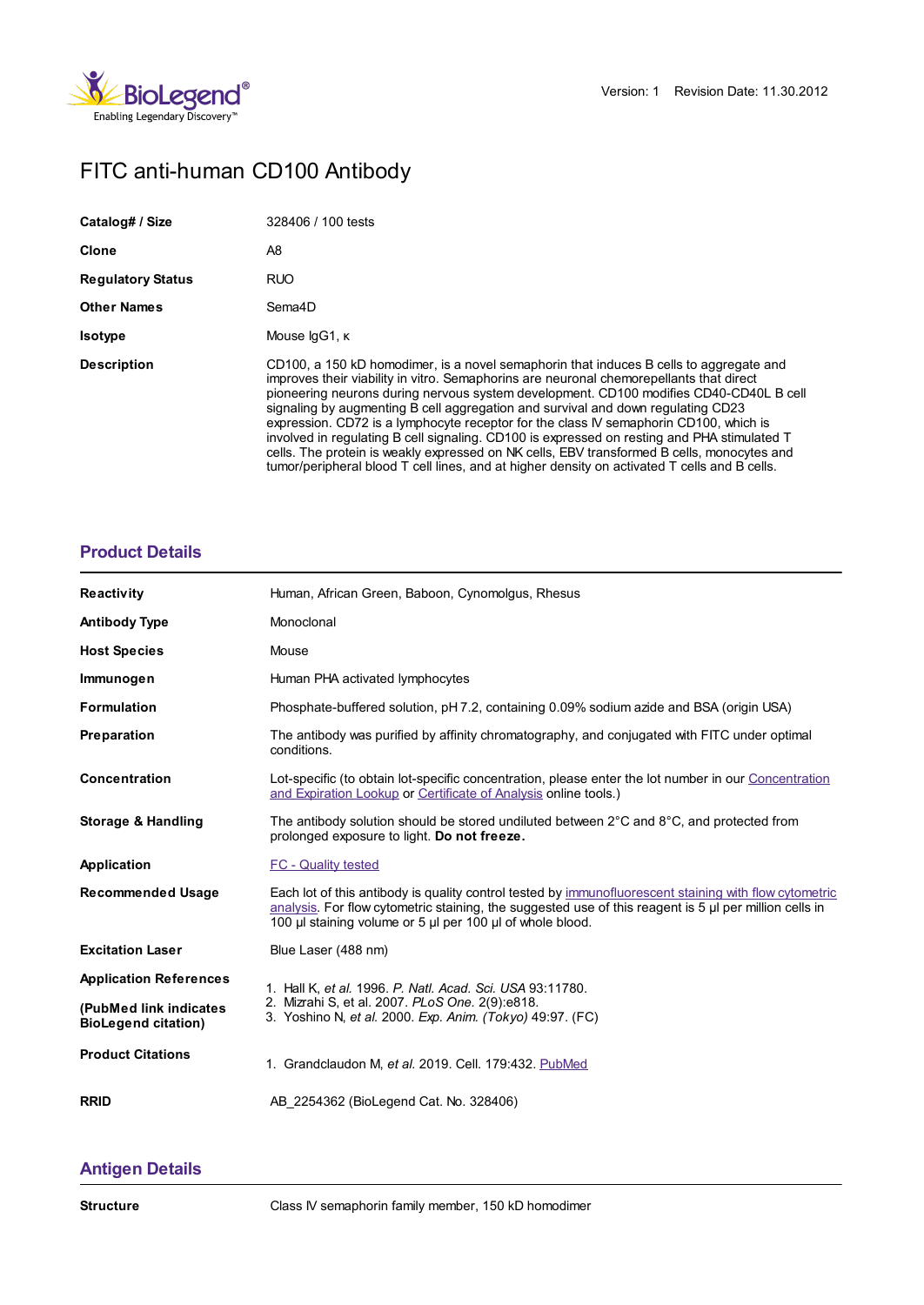Version: 1 Revision Date: 11.30.2012

# FITC anti-human CD100 Antibody

| | |
|---|---|
| **Catalog# / Size** | 328406 / 100 tests |
| **Clone** | A8 |
| **Regulatory Status** | RUO |
| **Other Names** | Sema4D |
| **Isotype** | Mouse IgG1, κ |
| **Description** | CD100, a 150 kD homodimer, is a novel semaphorin that induces B cells to aggregate and improves their viability in vitro. Semaphorins are neuronal chemorepellants that direct pioneering neurons during nervous system development. CD100 modifies CD40-CD40L B cell signaling by augmenting B cell aggregation and survival and down regulating CD23 expression. CD72 is a lymphocyte receptor for the class IV semaphorin CD100, which is involved in regulating B cell signaling. CD100 is expressed on resting and PHA stimulated T cells. The protein is weakly expressed on NK cells, EBV transformed B cells, monocytes and tumor/peripheral blood T cell lines, and at higher density on activated T cells and B cells. |

## Product Details

| | |
|---|---|
| **Reactivity** | Human, African Green, Baboon, Cynomolgus, Rhesus |
| **Antibody Type** | Monoclonal |
| **Host Species** | Mouse |
| **Immunogen** | Human PHA activated lymphocytes |
| **Formulation** | Phosphate-buffered solution, pH 7.2, containing 0.09% sodium azide and BSA (origin USA) |
| **Preparation** | The antibody was purified by affinity chromatography, and conjugated with FITC under optimal conditions. |
| **Concentration** | Lot-specific (to obtain lot-specific concentration, please enter the lot number in our Concentration and Expiration Lookup or Certificate of Analysis online tools.) |
| **Storage & Handling** | The antibody solution should be stored undiluted between 2°C and 8°C, and protected from prolonged exposure to light. **Do not freeze.** |
| **Application** | FC - Quality tested |
| **Recommended Usage** | Each lot of this antibody is quality control tested by immunofluorescent staining with flow cytometric analysis. For flow cytometric staining, the suggested use of this reagent is 5 µl per million cells in 100 µl staining volume or 5 µl per 100 µl of whole blood. |
| **Excitation Laser** | Blue Laser (488 nm) |
| **Application References (PubMed link indicates BioLegend citation)** | 1. Hall K, *et al.* 1996. *P. Natl. Acad. Sci. USA* 93:11780.<br>2. Mizrahi S, et al. 2007. *PLoS One.* 2(9):e818.<br>3. Yoshino N, *et al.* 2000. *Exp. Anim. (Tokyo)* 49:97. (FC) |
| **Product Citations** | 1. Grandclaudon M, *et al.* 2019. Cell. 179:432. PubMed |
| **RRID** | AB_2254362 (BioLegend Cat. No. 328406) |

## Antigen Details

| | |
|---|---|
| **Structure** | Class IV semaphorin family member, 150 kD homodimer |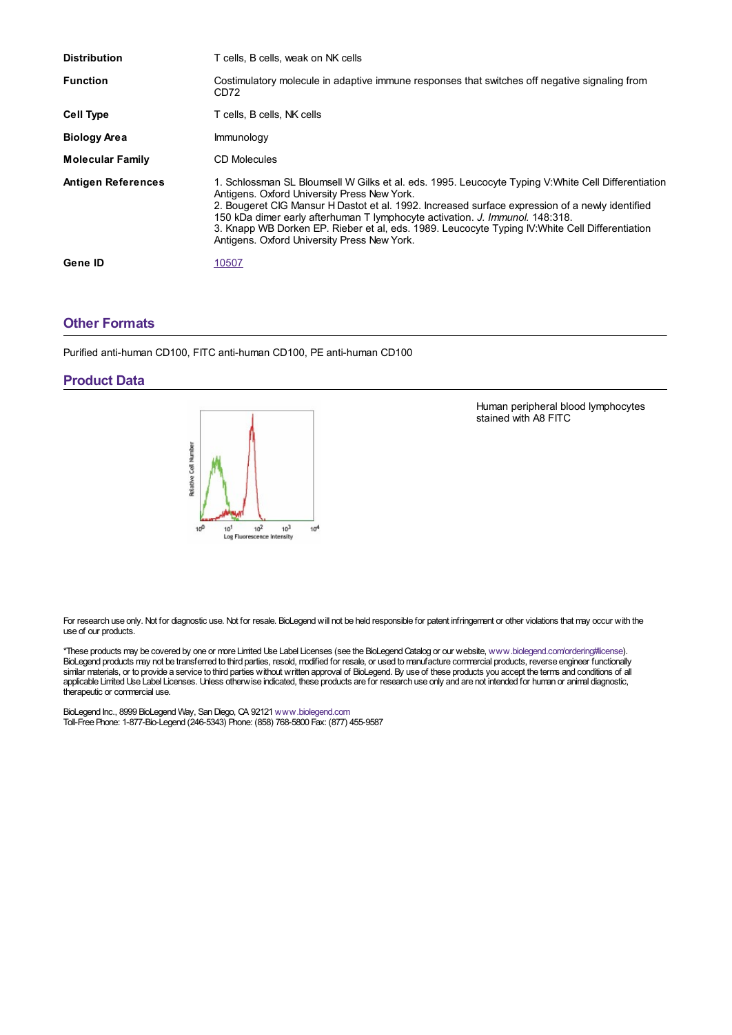| | |
|---|---|
| **Distribution** | T cells, B cells, weak on NK cells |
| **Function** | Costimulatory molecule in adaptive immune responses that switches off negative signaling from CD72 |
| **Cell Type** | T cells, B cells, NK cells |
| **Biology Area** | Immunology |
| **Molecular Family** | CD Molecules |
| **Antigen References** | 1. Schlossman SL Bloumsell W Gilks et al. eds. 1995. Leucocyte Typing V:White Cell Differentiation Antigens. Oxford University Press New York.<br>2. Bougeret CIG Mansur H Dastot et al. 1992. Increased surface expression of a newly identified 150 kDa dimer early afterhuman T lymphocyte activation. *J. Immunol.* 148:318.<br>3. Knapp WB Dorken EP. Rieber et al, eds. 1989. Leucocyte Typing IV:White Cell Differentiation Antigens. Oxford University Press New York. |
| **Gene ID** | 10507 |

## Other Formats

Purified anti-human CD100, FITC anti-human CD100, PE anti-human CD100

## Product Data

Relative Cell Number

$10^0$ $10^1$ $10^2$ $10^3$ $10^4$

Log Fluorescence Intensity

Human peripheral blood lymphocytes stained with A8 FITC

For research use only. Not for diagnostic use. Not for resale. BioLegend will not be held responsible for patent infringement or other violations that may occur with the use of our products.

*These products may be covered by one or more Limited Use Label Licenses (see the BioLegend Catalog or our website, www.biolegend.com/ordering#license). BioLegend products may not be transferred to third parties, resold, modified for resale, or used to manufacture commercial products, reverse engineer functionally similar materials, or to provide a service to third parties without written approval of BioLegend. By use of these products you accept the terms and conditions of all applicable Limited Use Label Licenses. Unless otherwise indicated, these products are for research use only and are not intended for human or animal diagnostic, therapeutic or commercial use.

BioLegend Inc., 8999 BioLegend Way, San Diego, CA 92121 www.biolegend.com
Toll-Free Phone: 1-877-Bio-Legend (246-5343) Phone: (858) 768-5800 Fax: (877) 455-9587